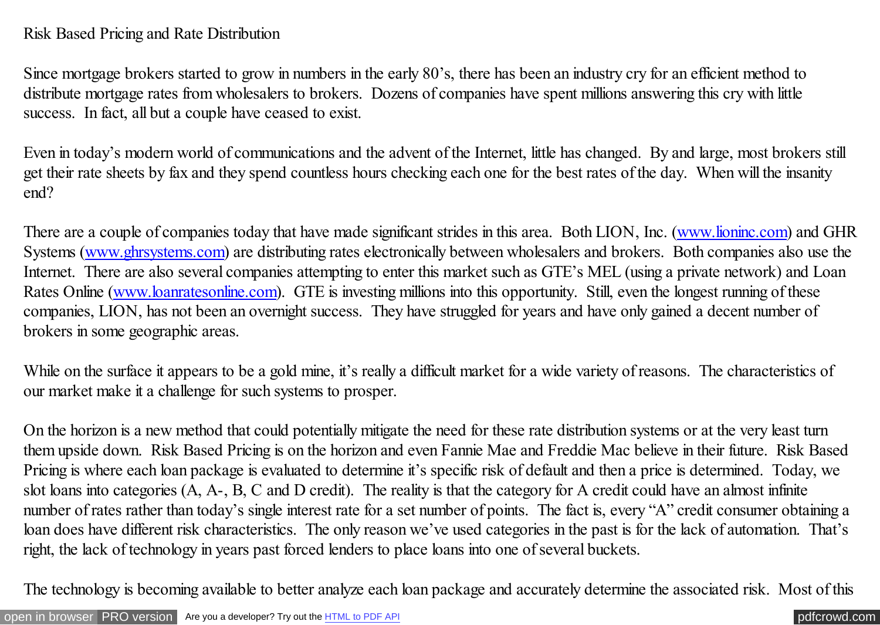# Risk Based Pricing and Rate Distribution

Since mortgage brokers started to grow in numbers in the early 80's, there has been an industry cry for an efficient method to distribute mortgage rates from wholesalers to brokers. Dozens of companies have spent millions answering this cry with little success. In fact, all but a couple have ceased to exist.

Even in today's modern world of communications and the advent of the Internet, little has changed. By and large, most brokers still get their rate sheets by fax and they spend countless hours checking each one for the best rates of the day. When will the insanity end?

There are a couple of companies today that have made significant strides in this area. Both LION, Inc. ([www.lioninc.com](http://www.lioninc.com)) and GHR Systems ([www.ghrsystems.com](http://www.ghrsystems.com)) are distributing rates electronically between wholesalers and brokers. Both companies also use the Internet. There are also several companies attempting to enter this market such as GTE's MEL (using a private network) and Loan Rates Online ([www.loanratesonline.com](http://www.loanratesonline.com)). GTE is investing millions into this opportunity. Still, even the longest running of these companies, LION, has not been an overnight success. They have struggled for years and have only gained a decent number of brokers in some geographic areas.

While on the surface it appears to be a gold mine, it's really a difficult market for a wide variety of reasons. The characteristics of our market make it a challenge for such systems to prosper.

On the horizon is a new method that could potentially mitigate the need for these rate distribution systems or at the very least turn them upside down. Risk Based Pricing is on the horizon and even Fannie Mae and Freddie Mac believe in their future. Risk Based Pricing is where each loan package is evaluated to determine it's specific risk of default and then a price is determined. Today, we slot loans into categories (A, A-, B, C and D credit). The reality is that the category for A credit could have an almost infinite number of rates rather than today's single interest rate for a set number of points. The fact is, every "A" credit consumer obtaining a loan does have different risk characteristics. The only reason we've used categories in the past is for the lack of automation. That's right, the lack of technology in years past forced lenders to place loans into one of several buckets.

The technology is becoming available to better analyze each loan package and accurately determine the associated risk. Most of this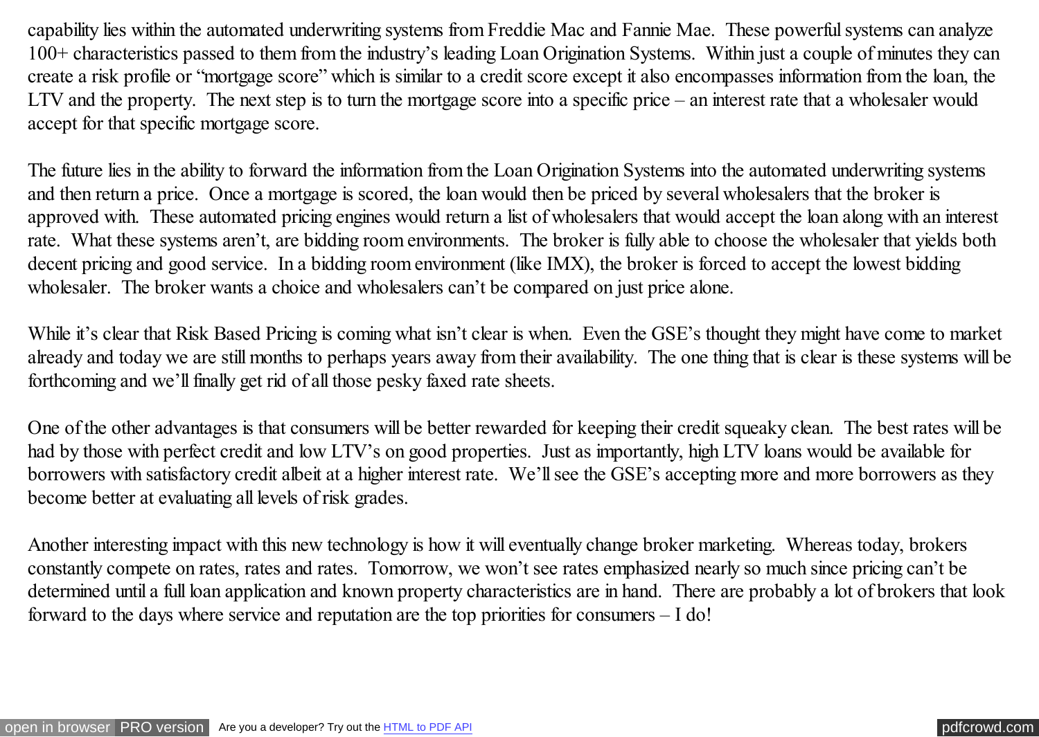capability lies within the automated underwriting systems from Freddie Mac and Fannie Mae. These powerful systems can analyze 100+ characteristics passed to them from the industry's leading Loan Origination Systems. Within just a couple of minutes they can create a risk profile or "mortgage score" which is similar to a credit score except it also encompasses information from the loan, the LTV and the property. The next step is to turn the mortgage score into a specific price – an interest rate that a wholesaler would accept for that specific mortgage score.

The future lies in the ability to forward the information from the Loan Origination Systems into the automated underwriting systems and then return a price. Once a mortgage is scored, the loan would then be priced by several wholesalers that the broker is approved with. These automated pricing engines would return a list of wholesalers that would accept the loan along with an interest rate. What these systems aren't, are bidding room environments. The broker is fully able to choose the wholesaler that yields both decent pricing and good service. In a bidding room environment (like IMX), the broker is forced to accept the lowest bidding wholesaler. The broker wants a choice and wholesalers can't be compared on just price alone.

While it's clear that Risk Based Pricing is coming what isn't clear is when. Even the GSE's thought they might have come to market already and today we are still months to perhaps years away from their availability. The one thing that is clear is these systems will be forthcoming and we'll finally get rid of all those pesky faxed rate sheets.

One of the other advantages is that consumers will be better rewarded for keeping their credit squeaky clean. The best rates will be had by those with perfect credit and low LTV's on good properties. Just as importantly, high LTV loans would be available for borrowers with satisfactory credit albeit at a higher interest rate. We'll see the GSE's accepting more and more borrowers as they become better at evaluating all levels of risk grades.

Another interesting impact with this new technology is how it will eventually change broker marketing. Whereas today, brokers constantly compete on rates, rates and rates. Tomorrow, we won't see rates emphasized nearly so much since pricing can't be determined until a full loan application and known property characteristics are in hand. There are probably a lot of brokers that look forward to the days where service and reputation are the top priorities for consumers – I do!